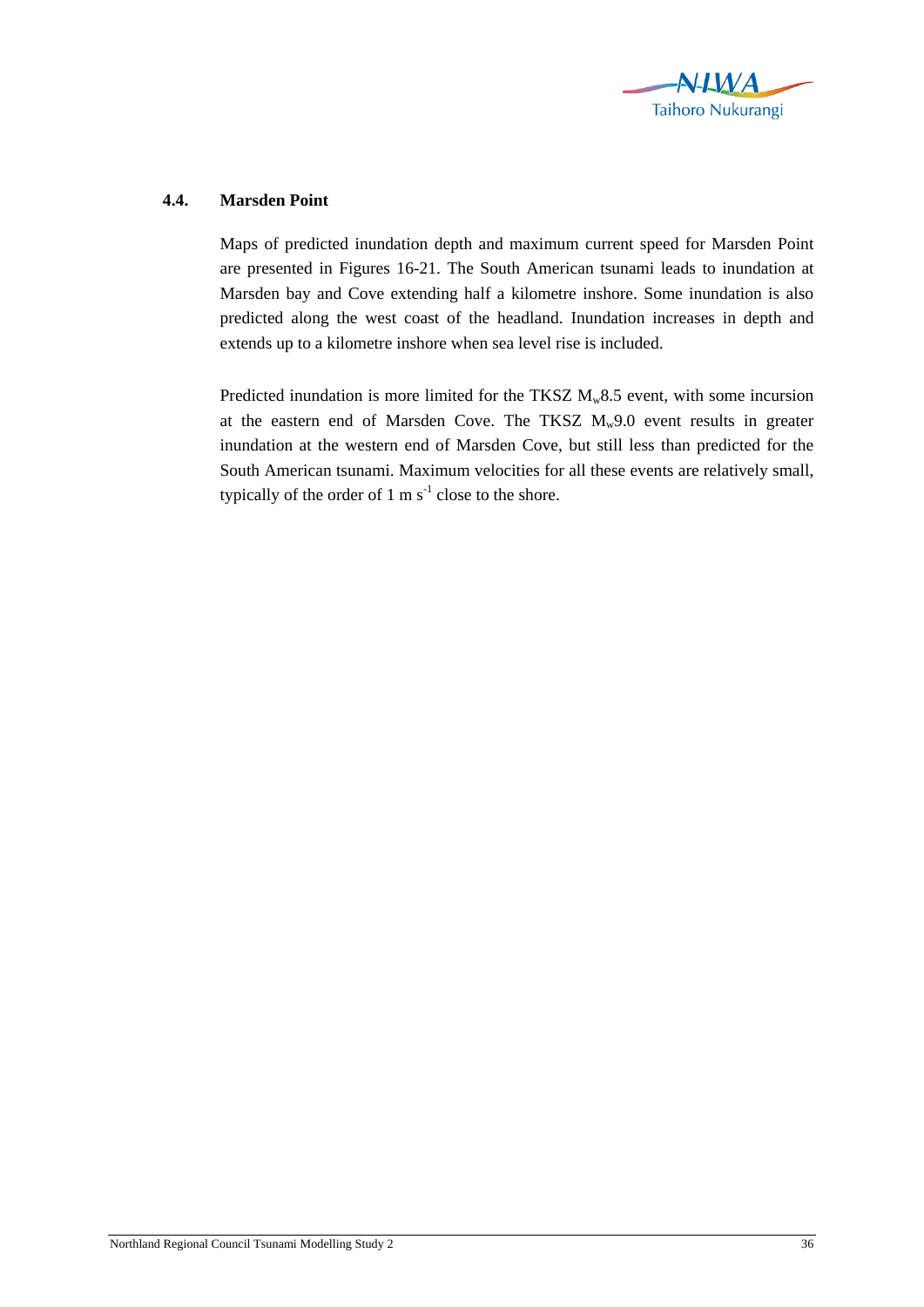## 4.4. Marsden Point

Maps of predicted inundation depth and maximum current speed for Marsden Point are presented in Figures 16-21. The South American tsunami leads to inundation at Marsden bay and Cove extending half a kilometre inshore. Some inundation is also predicted along the west coast of the headland. Inundation increases in depth and extends up to a kilometre inshore when sea level rise is included.

Predicted inundation is more limited for the TKSZ $M_w$8.5 event, with some incursion at the eastern end of Marsden Cove. The TKSZ $M_w$9.0 event results in greater inundation at the western end of Marsden Cove, but still less than predicted for the South American tsunami. Maximum velocities for all these events are relatively small, typically of the order of 1 m $s^{-1}$ close to the shore.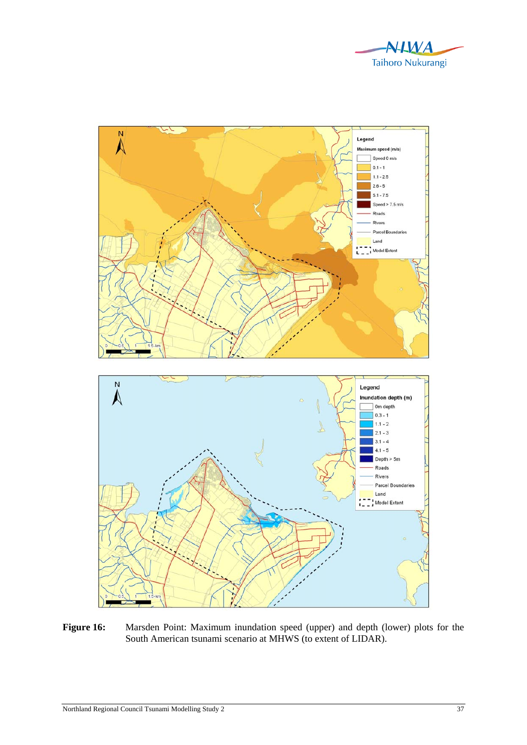**Figure 16:** Marsden Point: Maximum inundation speed (upper) and depth (lower) plots for the South American tsunami scenario at MHWS (to extent of LIDAR).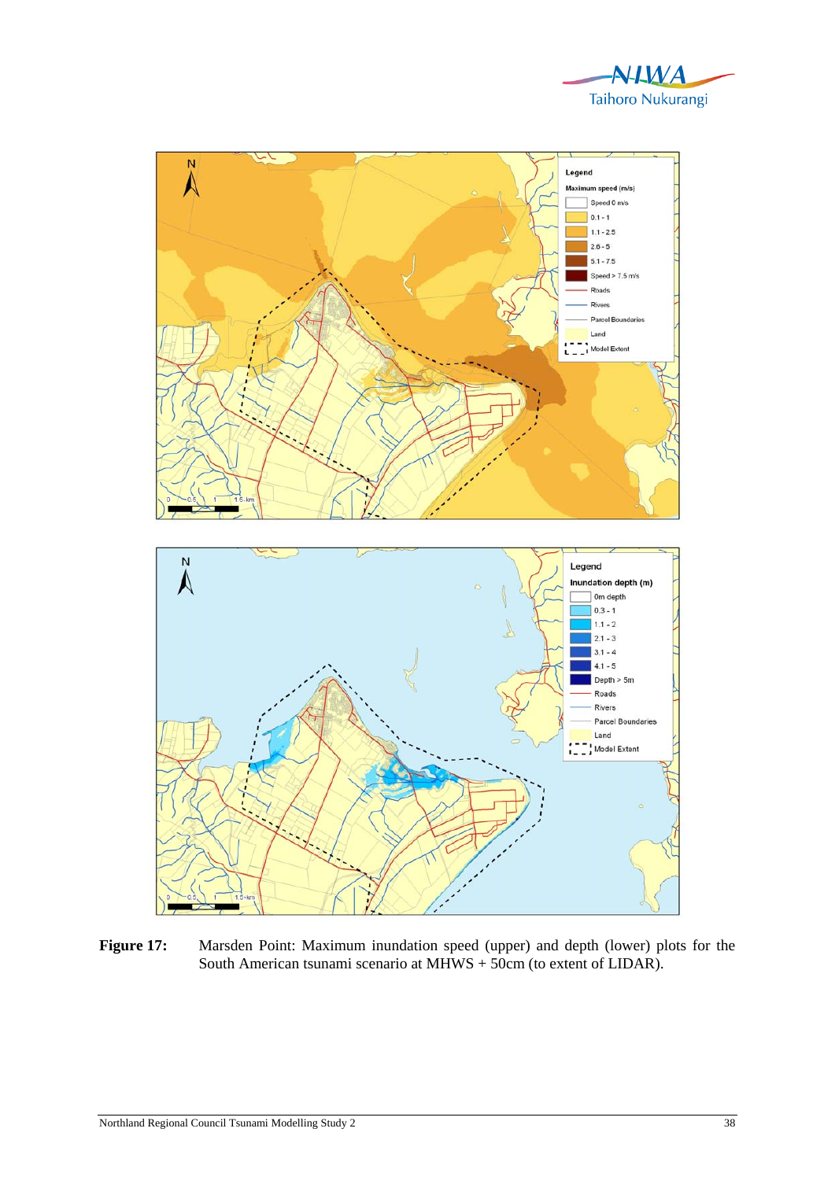**Figure 17:** Marsden Point: Maximum inundation speed (upper) and depth (lower) plots for the South American tsunami scenario at MHWS + 50cm (to extent of LIDAR).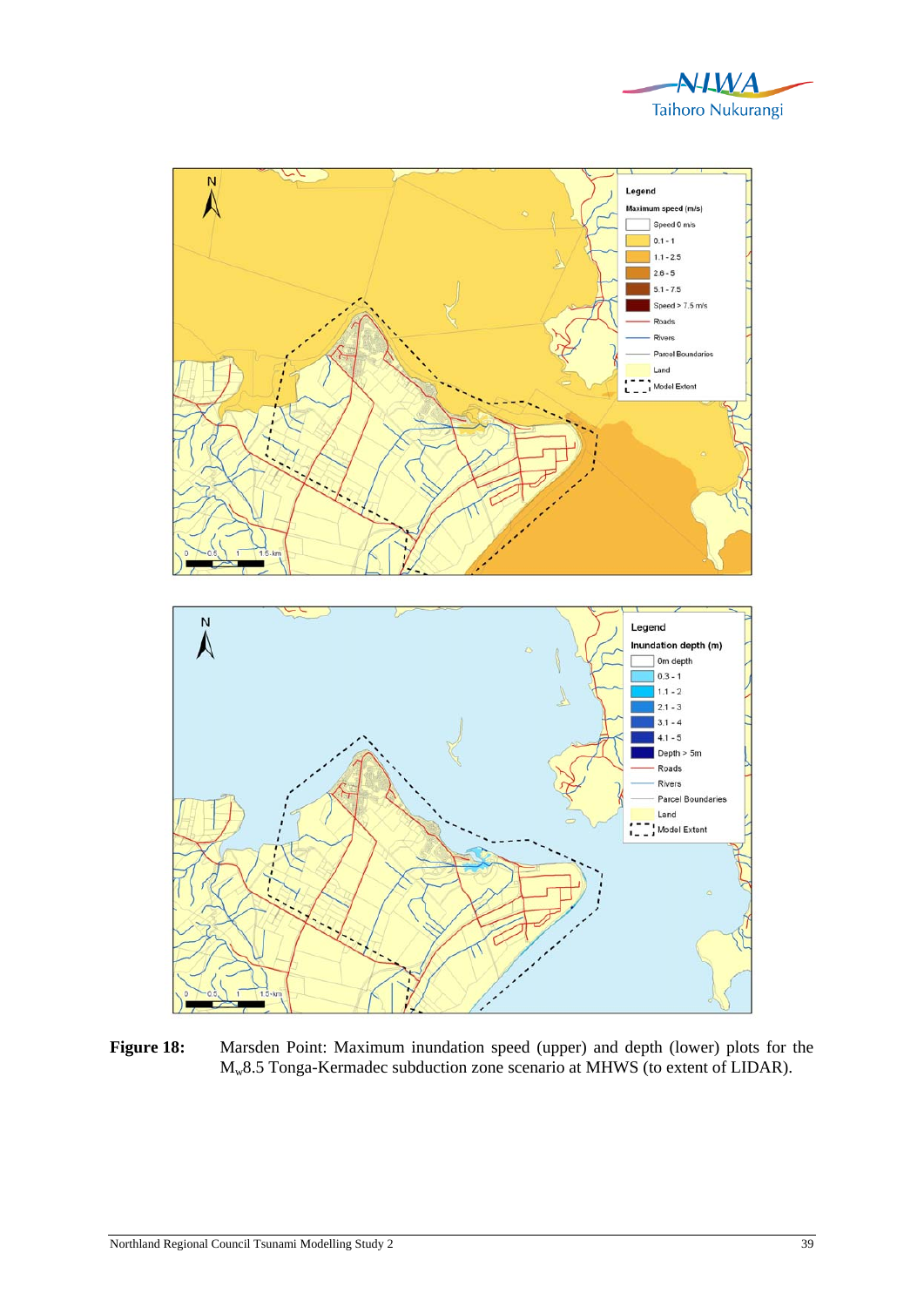**Figure 18:** Marsden Point: Maximum inundation speed (upper) and depth (lower) plots for the $M_w$8.5 Tonga-Kermadec subduction zone scenario at MHWS (to extent of LIDAR).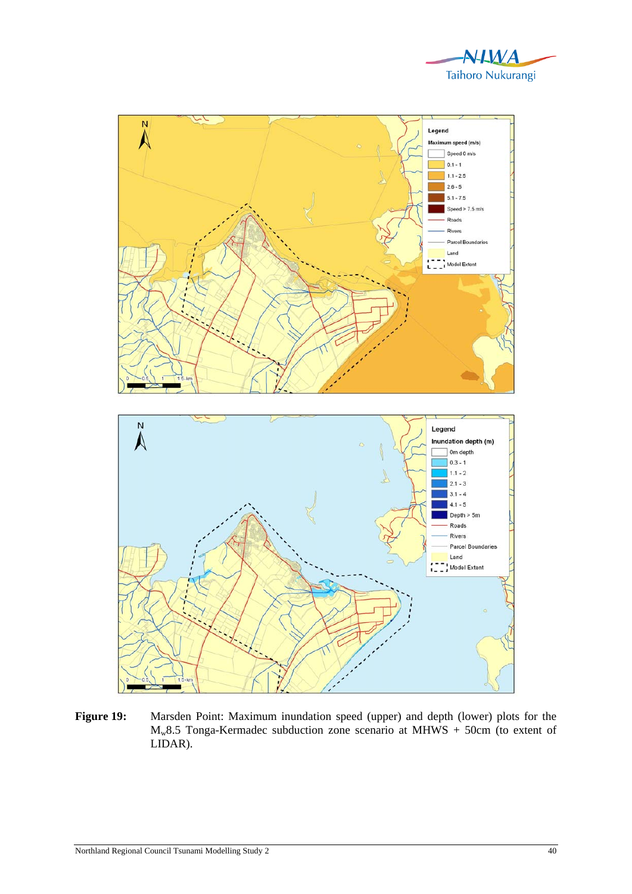**Figure 19:** Marsden Point: Maximum inundation speed (upper) and depth (lower) plots for the $M_w$8.5 Tonga-Kermadec subduction zone scenario at MHWS + 50cm (to extent of LIDAR).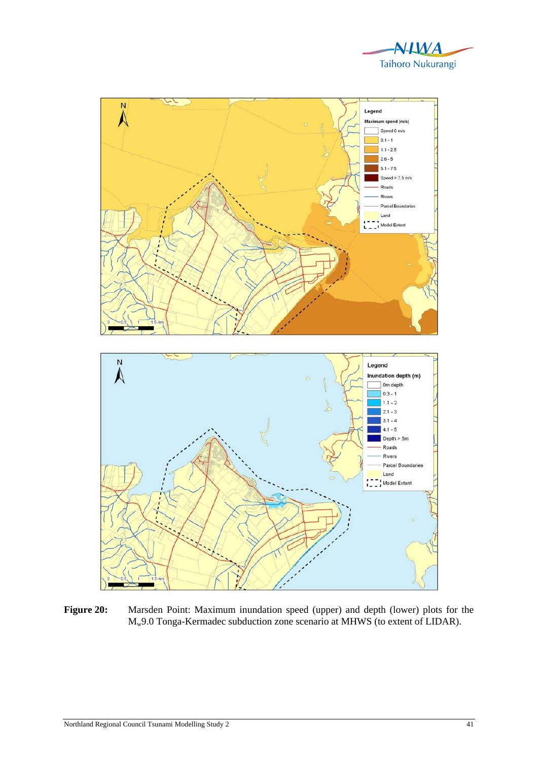**Figure 20:** Marsden Point: Maximum inundation speed (upper) and depth (lower) plots for the $M_w$9.0 Tonga-Kermadec subduction zone scenario at MHWS (to extent of LIDAR).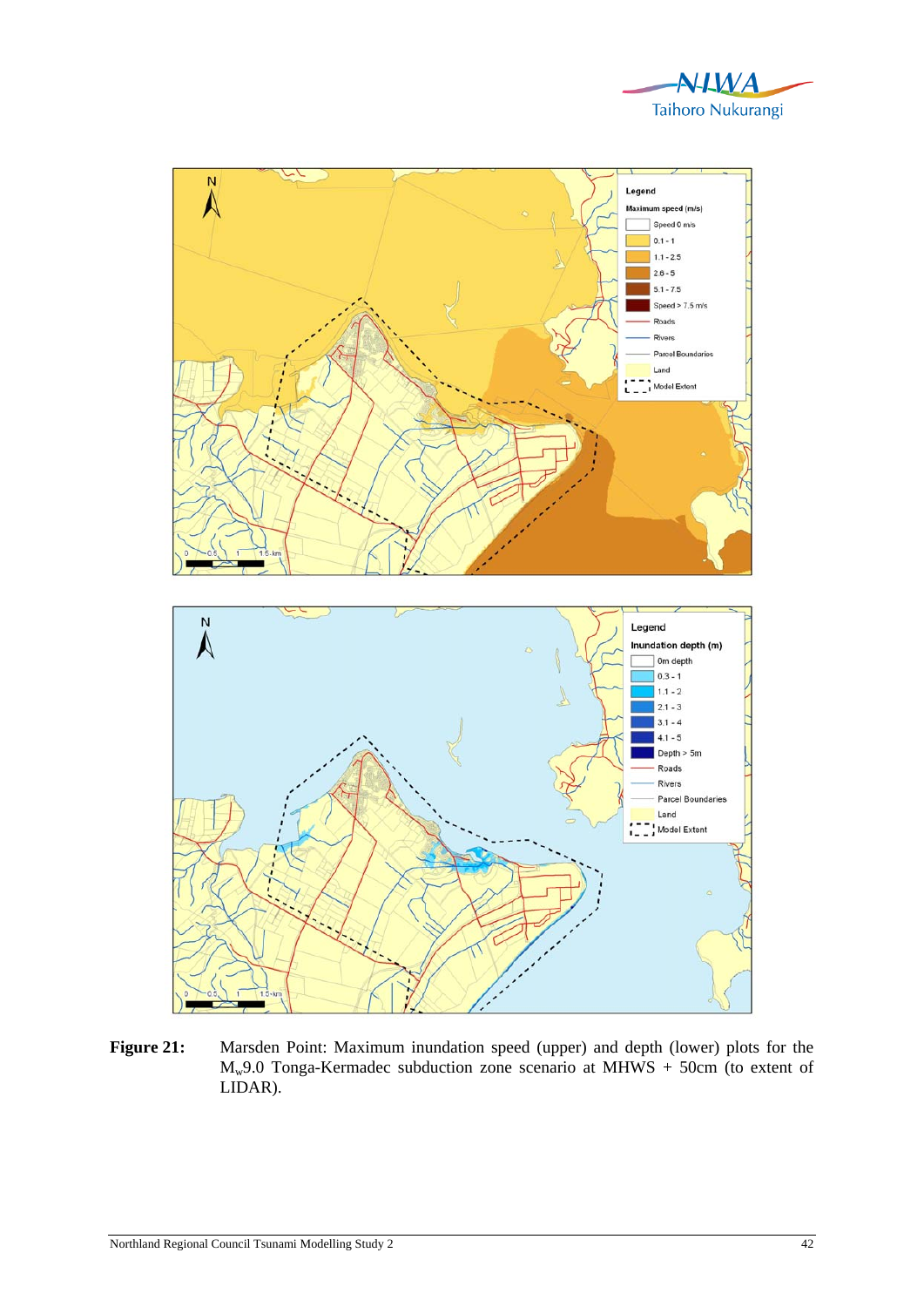N

Legend

Maximum speed (m/s)

Speed 0 m/s

0.1 - 1

1.1 - 2.5

2.6 - 5

5.1 - 7.5

Speed > 7.5 m/s

Roads

Rivers

Parcel Boundaries

Land

Model Extent

0 0.5 1 1.5 km

N

Legend

Inundation depth (m)

0m depth

0.3 - 1

1.1 - 2

2.1 - 3

3.1 - 4

4.1 - 5

Depth > 5m

Roads

Rivers

Parcel Boundaries

Land

Model Extent

0 0.5 1 1.5 km

**Figure 21:** Marsden Point: Maximum inundation speed (upper) and depth (lower) plots for the $M_w$9.0 Tonga-Kermadec subduction zone scenario at MHWS + 50cm (to extent of LIDAR).